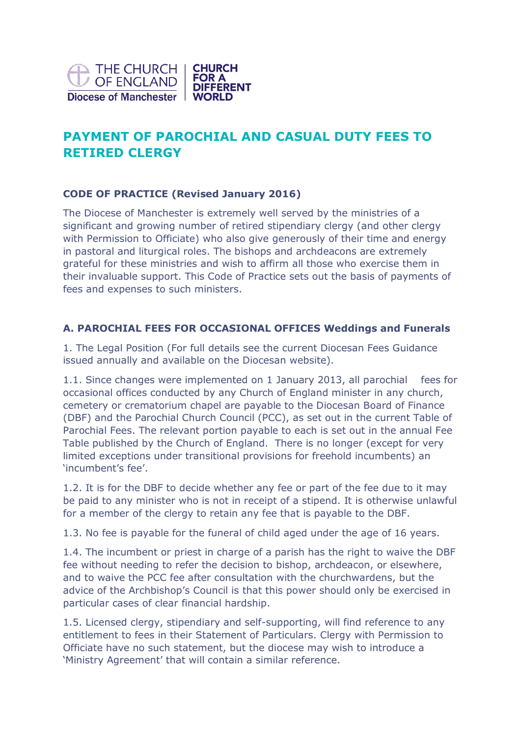# PAYMENT OF PAROCHIAL AND CASUAL DUTY FEES TO RETIRED CLERGY

**CODE OF PRACTICE (Revised January 2016)**

The Diocese of Manchester is extremely well served by the ministries of a significant and growing number of retired stipendiary clergy (and other clergy with Permission to Officiate) who also give generously of their time and energy in pastoral and liturgical roles. The bishops and archdeacons are extremely grateful for these ministries and wish to affirm all those who exercise them in their invaluable support. This Code of Practice sets out the basis of payments of fees and expenses to such ministers.

**A. PAROCHIAL FEES FOR OCCASIONAL OFFICES Weddings and Funerals**

1. The Legal Position (For full details see the current Diocesan Fees Guidance issued annually and available on the Diocesan website).

1.1. Since changes were implemented on 1 January 2013, all parochial fees for occasional offices conducted by any Church of England minister in any church, cemetery or crematorium chapel are payable to the Diocesan Board of Finance (DBF) and the Parochial Church Council (PCC), as set out in the current Table of Parochial Fees. The relevant portion payable to each is set out in the annual Fee Table published by the Church of England. There is no longer (except for very limited exceptions under transitional provisions for freehold incumbents) an 'incumbent's fee'.

1.2. It is for the DBF to decide whether any fee or part of the fee due to it may be paid to any minister who is not in receipt of a stipend. It is otherwise unlawful for a member of the clergy to retain any fee that is payable to the DBF.

1.3. No fee is payable for the funeral of child aged under the age of 16 years.

1.4. The incumbent or priest in charge of a parish has the right to waive the DBF fee without needing to refer the decision to bishop, archdeacon, or elsewhere, and to waive the PCC fee after consultation with the churchwardens, but the advice of the Archbishop's Council is that this power should only be exercised in particular cases of clear financial hardship.

1.5. Licensed clergy, stipendiary and self-supporting, will find reference to any entitlement to fees in their Statement of Particulars. Clergy with Permission to Officiate have no such statement, but the diocese may wish to introduce a 'Ministry Agreement' that will contain a similar reference.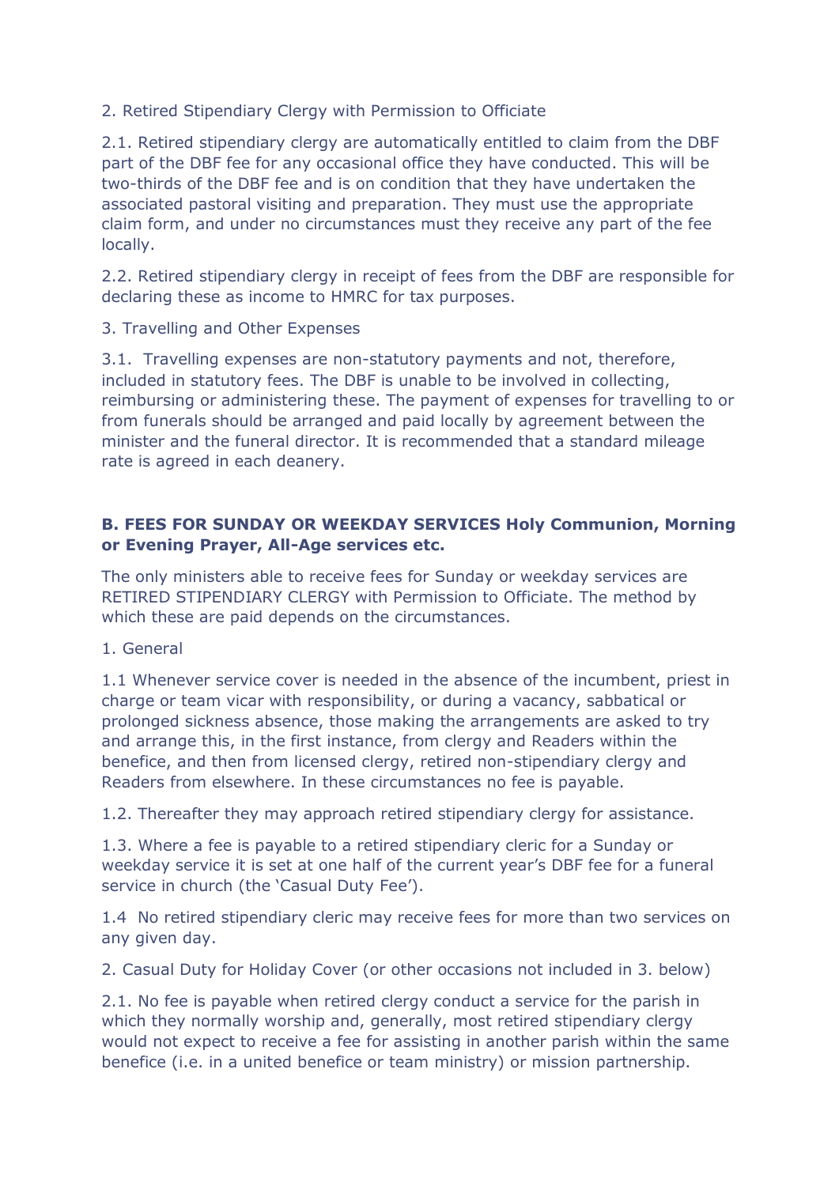2. Retired Stipendiary Clergy with Permission to Officiate

2.1. Retired stipendiary clergy are automatically entitled to claim from the DBF part of the DBF fee for any occasional office they have conducted. This will be two-thirds of the DBF fee and is on condition that they have undertaken the associated pastoral visiting and preparation. They must use the appropriate claim form, and under no circumstances must they receive any part of the fee locally.

2.2. Retired stipendiary clergy in receipt of fees from the DBF are responsible for declaring these as income to HMRC for tax purposes.

3. Travelling and Other Expenses

3.1. Travelling expenses are non-statutory payments and not, therefore, included in statutory fees. The DBF is unable to be involved in collecting, reimbursing or administering these. The payment of expenses for travelling to or from funerals should be arranged and paid locally by agreement between the minister and the funeral director. It is recommended that a standard mileage rate is agreed in each deanery.

**B. FEES FOR SUNDAY OR WEEKDAY SERVICES Holy Communion, Morning or Evening Prayer, All-Age services etc.**

The only ministers able to receive fees for Sunday or weekday services are RETIRED STIPENDIARY CLERGY with Permission to Officiate. The method by which these are paid depends on the circumstances.

1. General

1.1 Whenever service cover is needed in the absence of the incumbent, priest in charge or team vicar with responsibility, or during a vacancy, sabbatical or prolonged sickness absence, those making the arrangements are asked to try and arrange this, in the first instance, from clergy and Readers within the benefice, and then from licensed clergy, retired non-stipendiary clergy and Readers from elsewhere. In these circumstances no fee is payable.

1.2. Thereafter they may approach retired stipendiary clergy for assistance.

1.3. Where a fee is payable to a retired stipendiary cleric for a Sunday or weekday service it is set at one half of the current year's DBF fee for a funeral service in church (the 'Casual Duty Fee').

1.4 No retired stipendiary cleric may receive fees for more than two services on any given day.

2. Casual Duty for Holiday Cover (or other occasions not included in 3. below)

2.1. No fee is payable when retired clergy conduct a service for the parish in which they normally worship and, generally, most retired stipendiary clergy would not expect to receive a fee for assisting in another parish within the same benefice (i.e. in a united benefice or team ministry) or mission partnership.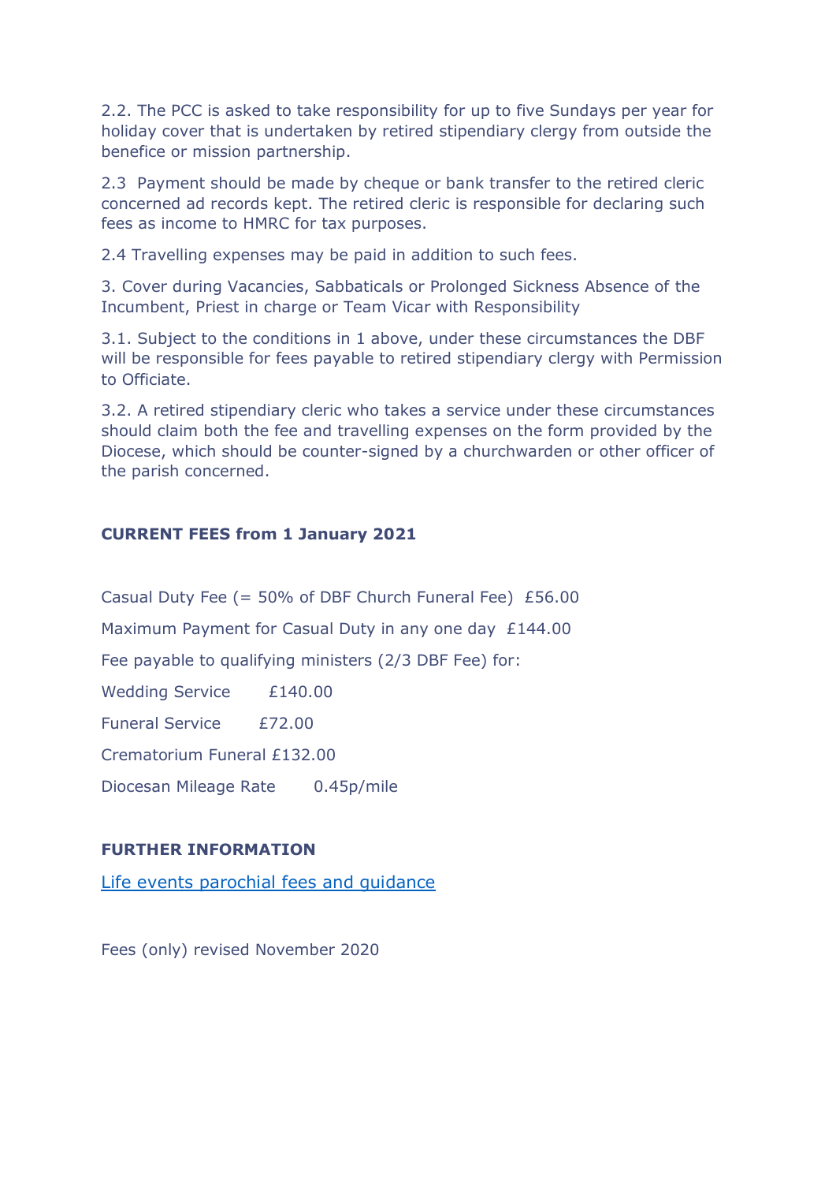2.2. The PCC is asked to take responsibility for up to five Sundays per year for holiday cover that is undertaken by retired stipendiary clergy from outside the benefice or mission partnership.

2.3 Payment should be made by cheque or bank transfer to the retired cleric concerned ad records kept. The retired cleric is responsible for declaring such fees as income to HMRC for tax purposes.

2.4 Travelling expenses may be paid in addition to such fees.

3. Cover during Vacancies, Sabbaticals or Prolonged Sickness Absence of the Incumbent, Priest in charge or Team Vicar with Responsibility

3.1. Subject to the conditions in 1 above, under these circumstances the DBF will be responsible for fees payable to retired stipendiary clergy with Permission to Officiate.

3.2. A retired stipendiary cleric who takes a service under these circumstances should claim both the fee and travelling expenses on the form provided by the Diocese, which should be counter-signed by a churchwarden or other officer of the parish concerned.

**CURRENT FEES from 1 January 2021**

Casual Duty Fee (= 50% of DBF Church Funeral Fee) £56.00

Maximum Payment for Casual Duty in any one day £144.00

Fee payable to qualifying ministers (2/3 DBF Fee) for:

Wedding Service £140.00

Funeral Service £72.00

Crematorium Funeral £132.00

Diocesan Mileage Rate 0.45p/mile

**FURTHER INFORMATION**

Life events parochial fees and guidance

Fees (only) revised November 2020